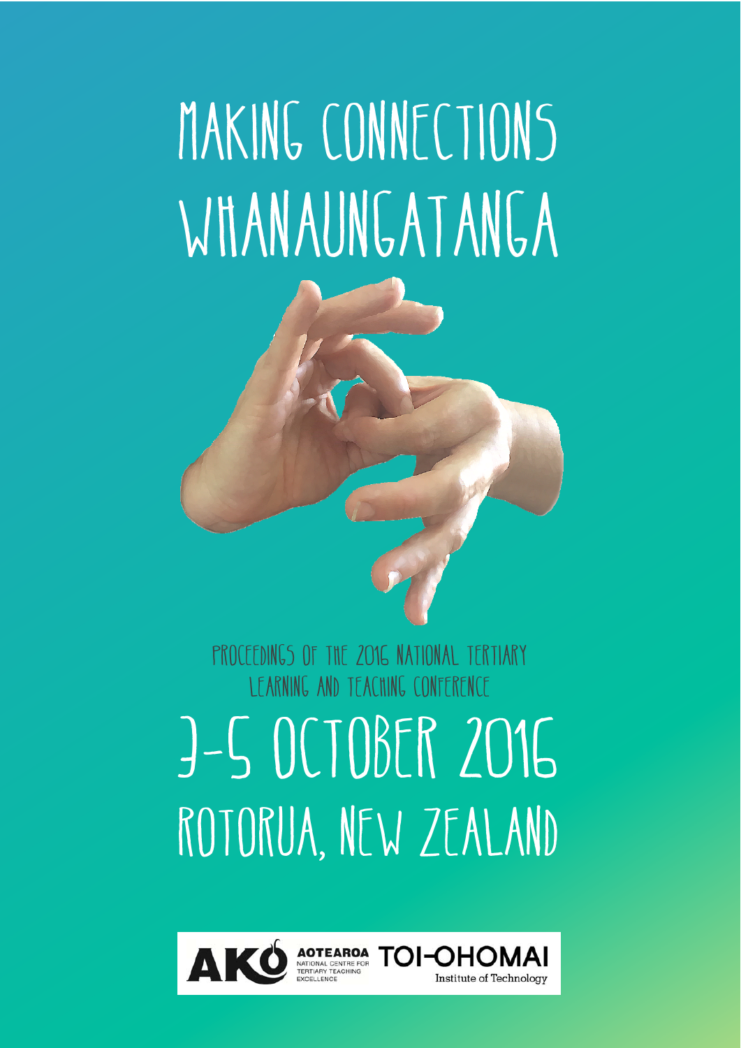# MAKING CONNECTIONS WHANAUNGATANGA

PROCEEDINGS OF THE 2016 NATIONAL TERTIARY LEARNING AND TEACHING CONFERENCE

## 3-5 OCTOBER 2016
## ROTORUA, NEW ZEALAND

AKO AOTEAROA NATIONAL CENTRE FOR TERTIARY TEACHING EXCELLENCE

TOI-OHOMAI Institute of Technology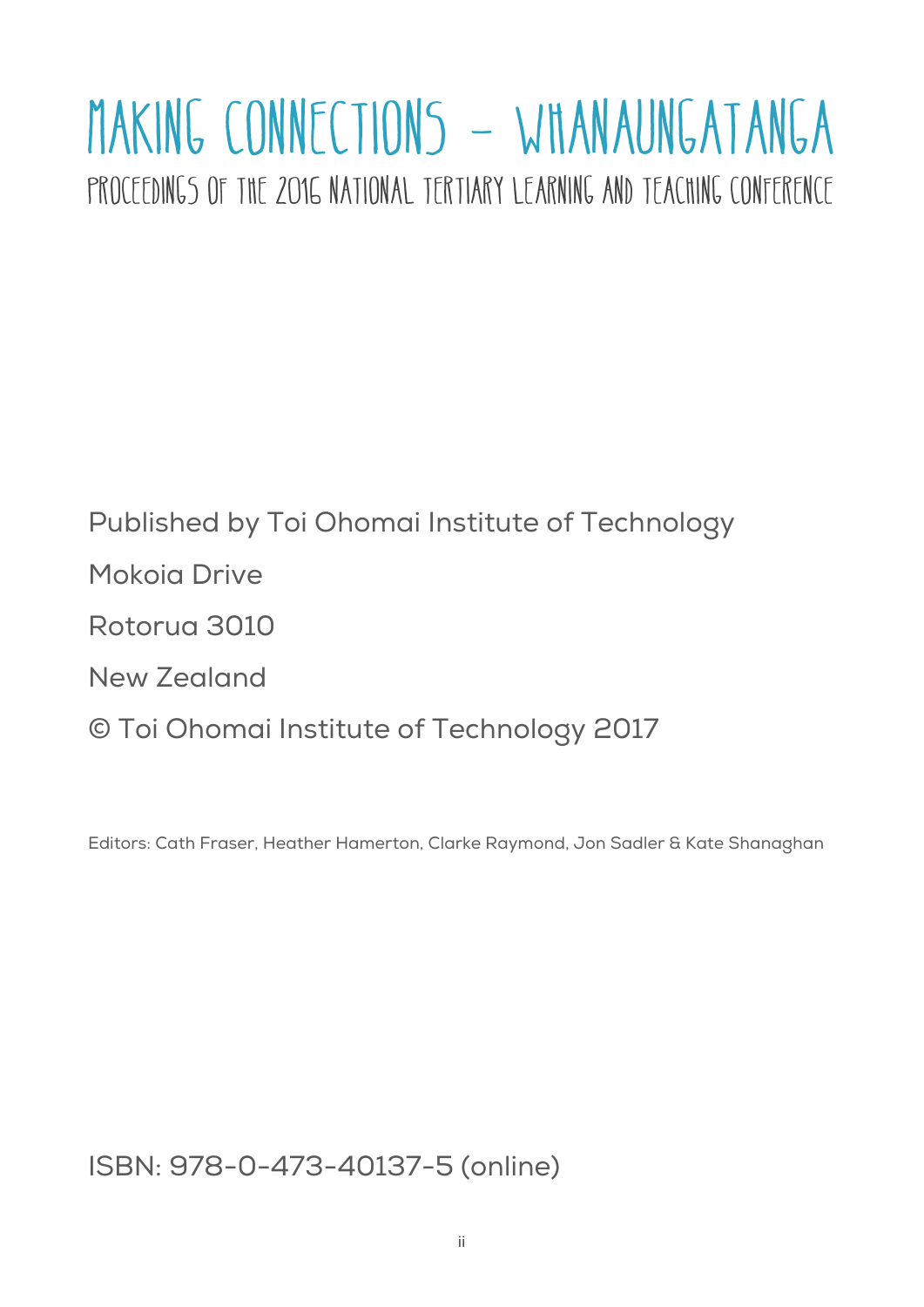# MAKING CONNECTIONS – WHANAUNGATANGA

## PROCEEDINGS OF THE 2016 NATIONAL TERTIARY LEARNING AND TEACHING CONFERENCE

Published by Toi Ohomai Institute of Technology

Mokoia Drive

Rotorua 3010

New Zealand

© Toi Ohomai Institute of Technology 2017

Editors: Cath Fraser, Heather Hamerton, Clarke Raymond, Jon Sadler & Kate Shanaghan

ISBN: 978-0-473-40137-5 (online)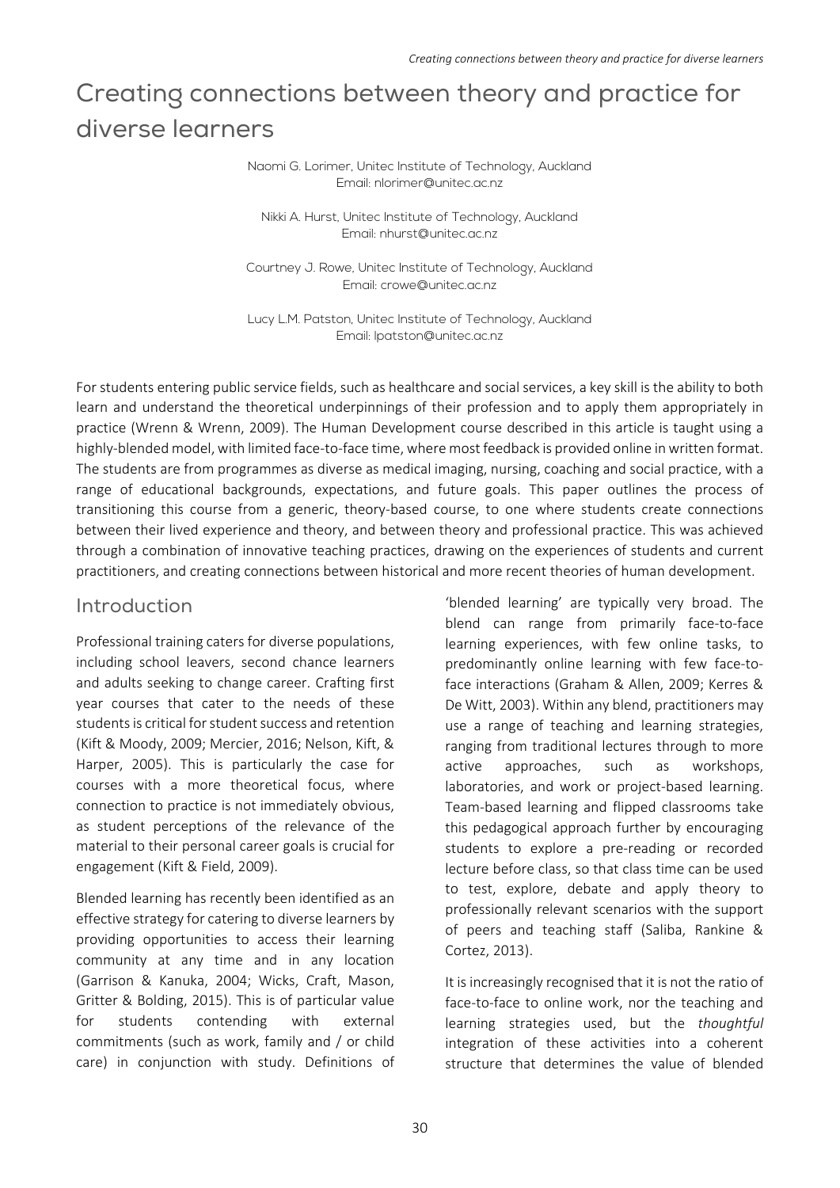# Creating connections between theory and practice for diverse learners

Naomi G. Lorimer, Unitec Institute of Technology, Auckland
Email: nlorimer@unitec.ac.nz

Nikki A. Hurst, Unitec Institute of Technology, Auckland
Email: nhurst@unitec.ac.nz

Courtney J. Rowe, Unitec Institute of Technology, Auckland
Email: crowe@unitec.ac.nz

Lucy L.M. Patston, Unitec Institute of Technology, Auckland
Email: lpatston@unitec.ac.nz

For students entering public service fields, such as healthcare and social services, a key skill is the ability to both learn and understand the theoretical underpinnings of their profession and to apply them appropriately in practice (Wrenn & Wrenn, 2009). The Human Development course described in this article is taught using a highly-blended model, with limited face-to-face time, where most feedback is provided online in written format. The students are from programmes as diverse as medical imaging, nursing, coaching and social practice, with a range of educational backgrounds, expectations, and future goals. This paper outlines the process of transitioning this course from a generic, theory-based course, to one where students create connections between their lived experience and theory, and between theory and professional practice. This was achieved through a combination of innovative teaching practices, drawing on the experiences of students and current practitioners, and creating connections between historical and more recent theories of human development.

## Introduction

Professional training caters for diverse populations, including school leavers, second chance learners and adults seeking to change career. Crafting first year courses that cater to the needs of these students is critical for student success and retention (Kift & Moody, 2009; Mercier, 2016; Nelson, Kift, & Harper, 2005). This is particularly the case for courses with a more theoretical focus, where connection to practice is not immediately obvious, as student perceptions of the relevance of the material to their personal career goals is crucial for engagement (Kift & Field, 2009).

Blended learning has recently been identified as an effective strategy for catering to diverse learners by providing opportunities to access their learning community at any time and in any location (Garrison & Kanuka, 2004; Wicks, Craft, Mason, Gritter & Bolding, 2015). This is of particular value for students contending with external commitments (such as work, family and / or child care) in conjunction with study. Definitions of 'blended learning' are typically very broad. The blend can range from primarily face-to-face learning experiences, with few online tasks, to predominantly online learning with few face-to-face interactions (Graham & Allen, 2009; Kerres & De Witt, 2003). Within any blend, practitioners may use a range of teaching and learning strategies, ranging from traditional lectures through to more active approaches, such as workshops, laboratories, and work or project-based learning. Team-based learning and flipped classrooms take this pedagogical approach further by encouraging students to explore a pre-reading or recorded lecture before class, so that class time can be used to test, explore, debate and apply theory to professionally relevant scenarios with the support of peers and teaching staff (Saliba, Rankine & Cortez, 2013).

It is increasingly recognised that it is not the ratio of face-to-face to online work, nor the teaching and learning strategies used, but the *thoughtful* integration of these activities into a coherent structure that determines the value of blended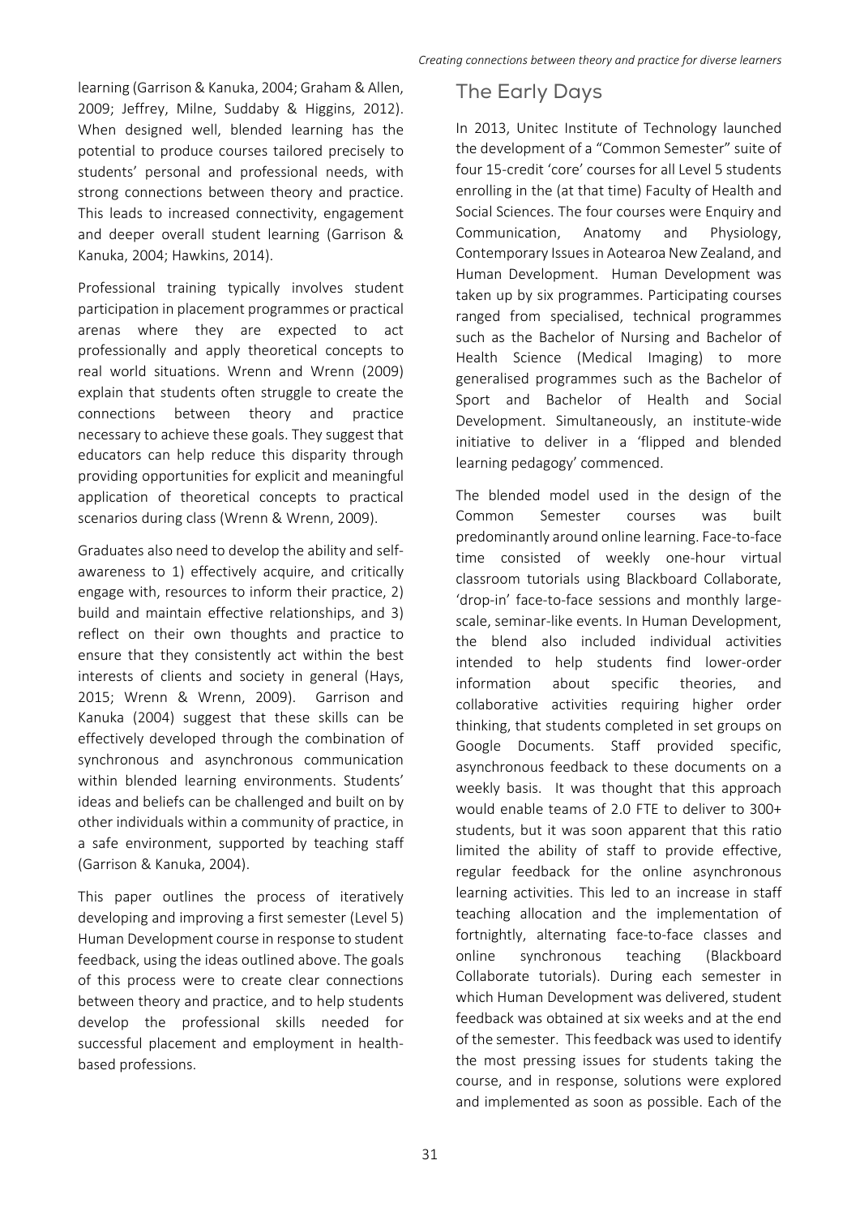learning (Garrison & Kanuka, 2004; Graham & Allen, 2009; Jeffrey, Milne, Suddaby & Higgins, 2012). When designed well, blended learning has the potential to produce courses tailored precisely to students' personal and professional needs, with strong connections between theory and practice. This leads to increased connectivity, engagement and deeper overall student learning (Garrison & Kanuka, 2004; Hawkins, 2014).

Professional training typically involves student participation in placement programmes or practical arenas where they are expected to act professionally and apply theoretical concepts to real world situations. Wrenn and Wrenn (2009) explain that students often struggle to create the connections between theory and practice necessary to achieve these goals. They suggest that educators can help reduce this disparity through providing opportunities for explicit and meaningful application of theoretical concepts to practical scenarios during class (Wrenn & Wrenn, 2009).

Graduates also need to develop the ability and self-awareness to 1) effectively acquire, and critically engage with, resources to inform their practice, 2) build and maintain effective relationships, and 3) reflect on their own thoughts and practice to ensure that they consistently act within the best interests of clients and society in general (Hays, 2015; Wrenn & Wrenn, 2009). Garrison and Kanuka (2004) suggest that these skills can be effectively developed through the combination of synchronous and asynchronous communication within blended learning environments. Students' ideas and beliefs can be challenged and built on by other individuals within a community of practice, in a safe environment, supported by teaching staff (Garrison & Kanuka, 2004).

This paper outlines the process of iteratively developing and improving a first semester (Level 5) Human Development course in response to student feedback, using the ideas outlined above. The goals of this process were to create clear connections between theory and practice, and to help students develop the professional skills needed for successful placement and employment in health-based professions.

## The Early Days

In 2013, Unitec Institute of Technology launched the development of a "Common Semester" suite of four 15-credit 'core' courses for all Level 5 students enrolling in the (at that time) Faculty of Health and Social Sciences. The four courses were Enquiry and Communication, Anatomy and Physiology, Contemporary Issues in Aotearoa New Zealand, and Human Development. Human Development was taken up by six programmes. Participating courses ranged from specialised, technical programmes such as the Bachelor of Nursing and Bachelor of Health Science (Medical Imaging) to more generalised programmes such as the Bachelor of Sport and Bachelor of Health and Social Development. Simultaneously, an institute-wide initiative to deliver in a 'flipped and blended learning pedagogy' commenced.

The blended model used in the design of the Common Semester courses was built predominantly around online learning. Face-to-face time consisted of weekly one-hour virtual classroom tutorials using Blackboard Collaborate, 'drop-in' face-to-face sessions and monthly large-scale, seminar-like events. In Human Development, the blend also included individual activities intended to help students find lower-order information about specific theories, and collaborative activities requiring higher order thinking, that students completed in set groups on Google Documents. Staff provided specific, asynchronous feedback to these documents on a weekly basis. It was thought that this approach would enable teams of 2.0 FTE to deliver to 300+ students, but it was soon apparent that this ratio limited the ability of staff to provide effective, regular feedback for the online asynchronous learning activities. This led to an increase in staff teaching allocation and the implementation of fortnightly, alternating face-to-face classes and online synchronous teaching (Blackboard Collaborate tutorials). During each semester in which Human Development was delivered, student feedback was obtained at six weeks and at the end of the semester. This feedback was used to identify the most pressing issues for students taking the course, and in response, solutions were explored and implemented as soon as possible. Each of the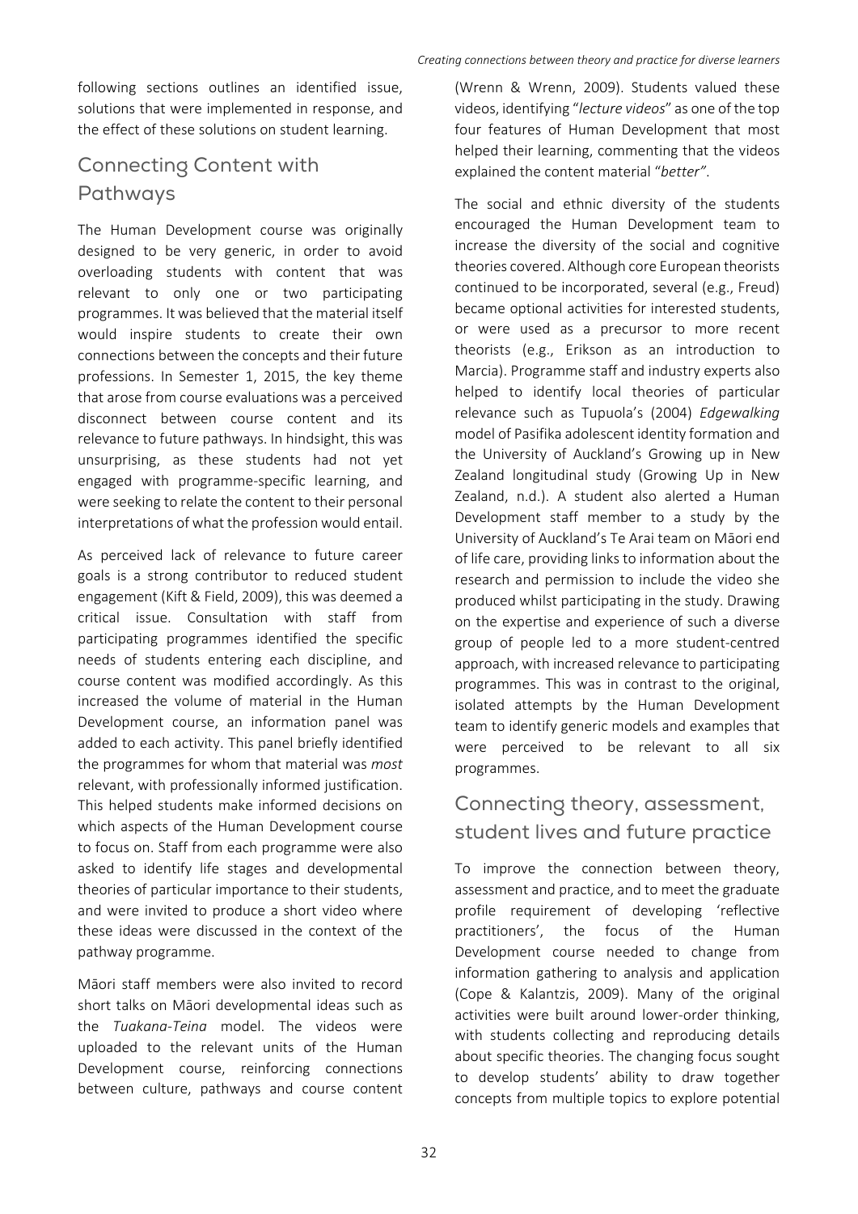following sections outlines an identified issue, solutions that were implemented in response, and the effect of these solutions on student learning.

## Connecting Content with Pathways

The Human Development course was originally designed to be very generic, in order to avoid overloading students with content that was relevant to only one or two participating programmes. It was believed that the material itself would inspire students to create their own connections between the concepts and their future professions. In Semester 1, 2015, the key theme that arose from course evaluations was a perceived disconnect between course content and its relevance to future pathways. In hindsight, this was unsurprising, as these students had not yet engaged with programme-specific learning, and were seeking to relate the content to their personal interpretations of what the profession would entail.

As perceived lack of relevance to future career goals is a strong contributor to reduced student engagement (Kift & Field, 2009), this was deemed a critical issue. Consultation with staff from participating programmes identified the specific needs of students entering each discipline, and course content was modified accordingly. As this increased the volume of material in the Human Development course, an information panel was added to each activity. This panel briefly identified the programmes for whom that material was *most* relevant, with professionally informed justification. This helped students make informed decisions on which aspects of the Human Development course to focus on. Staff from each programme were also asked to identify life stages and developmental theories of particular importance to their students, and were invited to produce a short video where these ideas were discussed in the context of the pathway programme.

Māori staff members were also invited to record short talks on Māori developmental ideas such as the *Tuakana-Teina* model. The videos were uploaded to the relevant units of the Human Development course, reinforcing connections between culture, pathways and course content (Wrenn & Wrenn, 2009). Students valued these videos, identifying "*lecture videos*" as one of the top four features of Human Development that most helped their learning, commenting that the videos explained the content material "*better"*.

The social and ethnic diversity of the students encouraged the Human Development team to increase the diversity of the social and cognitive theories covered. Although core European theorists continued to be incorporated, several (e.g., Freud) became optional activities for interested students, or were used as a precursor to more recent theorists (e.g., Erikson as an introduction to Marcia). Programme staff and industry experts also helped to identify local theories of particular relevance such as Tupuola's (2004) *Edgewalking* model of Pasifika adolescent identity formation and the University of Auckland's Growing up in New Zealand longitudinal study (Growing Up in New Zealand, n.d.). A student also alerted a Human Development staff member to a study by the University of Auckland's Te Arai team on Māori end of life care, providing links to information about the research and permission to include the video she produced whilst participating in the study. Drawing on the expertise and experience of such a diverse group of people led to a more student-centred approach, with increased relevance to participating programmes. This was in contrast to the original, isolated attempts by the Human Development team to identify generic models and examples that were perceived to be relevant to all six programmes.

## Connecting theory, assessment, student lives and future practice

To improve the connection between theory, assessment and practice, and to meet the graduate profile requirement of developing 'reflective practitioners', the focus of the Human Development course needed to change from information gathering to analysis and application (Cope & Kalantzis, 2009). Many of the original activities were built around lower-order thinking, with students collecting and reproducing details about specific theories. The changing focus sought to develop students' ability to draw together concepts from multiple topics to explore potential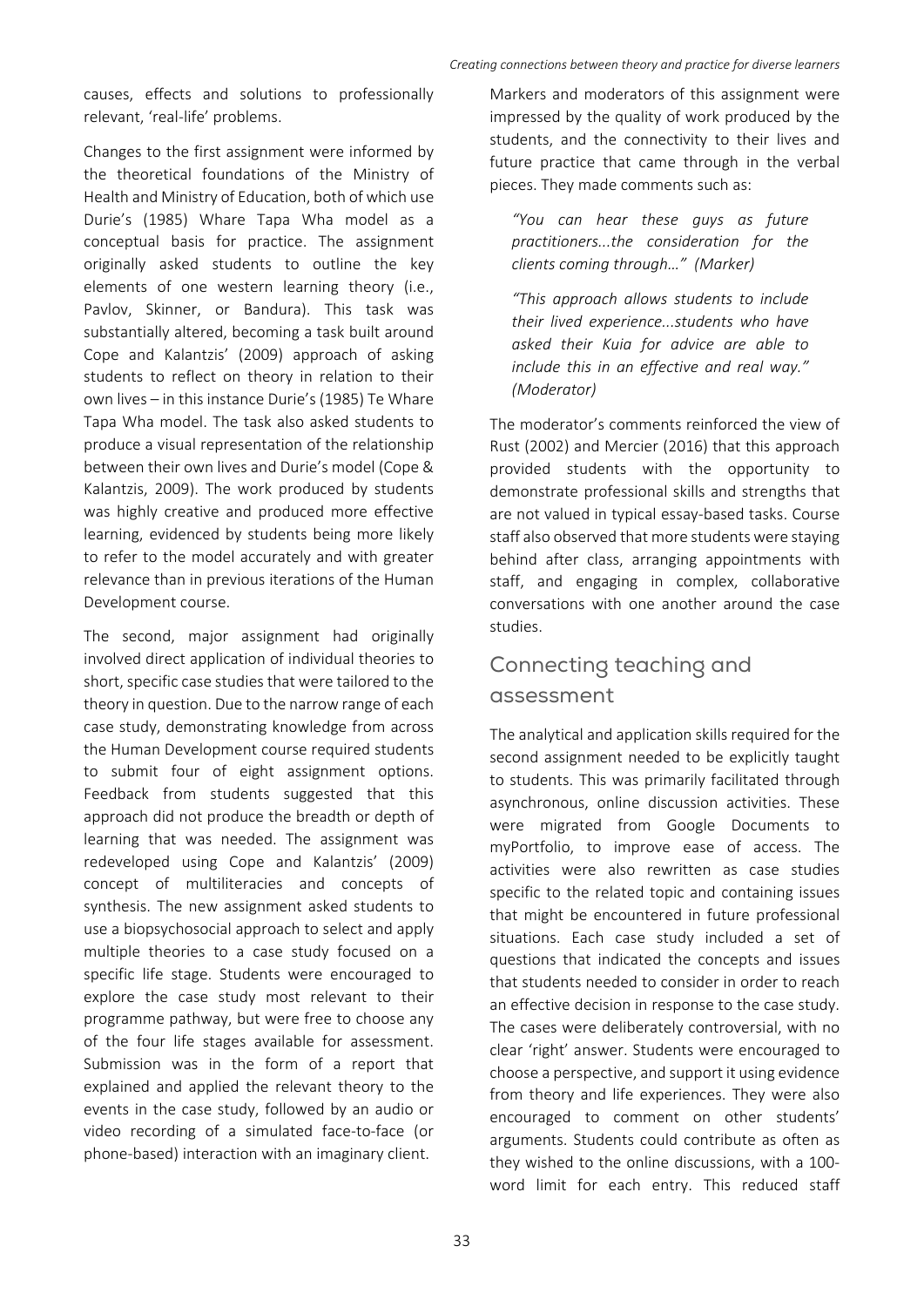causes, effects and solutions to professionally relevant, 'real-life' problems.

Changes to the first assignment were informed by the theoretical foundations of the Ministry of Health and Ministry of Education, both of which use Durie's (1985) Whare Tapa Wha model as a conceptual basis for practice. The assignment originally asked students to outline the key elements of one western learning theory (i.e., Pavlov, Skinner, or Bandura). This task was substantially altered, becoming a task built around Cope and Kalantzis' (2009) approach of asking students to reflect on theory in relation to their own lives – in this instance Durie's (1985) Te Whare Tapa Wha model. The task also asked students to produce a visual representation of the relationship between their own lives and Durie's model (Cope & Kalantzis, 2009). The work produced by students was highly creative and produced more effective learning, evidenced by students being more likely to refer to the model accurately and with greater relevance than in previous iterations of the Human Development course.

The second, major assignment had originally involved direct application of individual theories to short, specific case studies that were tailored to the theory in question. Due to the narrow range of each case study, demonstrating knowledge from across the Human Development course required students to submit four of eight assignment options. Feedback from students suggested that this approach did not produce the breadth or depth of learning that was needed. The assignment was redeveloped using Cope and Kalantzis' (2009) concept of multiliteracies and concepts of synthesis. The new assignment asked students to use a biopsychosocial approach to select and apply multiple theories to a case study focused on a specific life stage. Students were encouraged to explore the case study most relevant to their programme pathway, but were free to choose any of the four life stages available for assessment. Submission was in the form of a report that explained and applied the relevant theory to the events in the case study, followed by an audio or video recording of a simulated face-to-face (or phone-based) interaction with an imaginary client.

Markers and moderators of this assignment were impressed by the quality of work produced by the students, and the connectivity to their lives and future practice that came through in the verbal pieces. They made comments such as:

> *"You can hear these guys as future practitioners...the consideration for the clients coming through…" (Marker)*

> *"This approach allows students to include their lived experience...students who have asked their Kuia for advice are able to include this in an effective and real way." (Moderator)*

The moderator's comments reinforced the view of Rust (2002) and Mercier (2016) that this approach provided students with the opportunity to demonstrate professional skills and strengths that are not valued in typical essay-based tasks. Course staff also observed that more students were staying behind after class, arranging appointments with staff, and engaging in complex, collaborative conversations with one another around the case studies.

## Connecting teaching and assessment

The analytical and application skills required for the second assignment needed to be explicitly taught to students. This was primarily facilitated through asynchronous, online discussion activities. These were migrated from Google Documents to myPortfolio, to improve ease of access. The activities were also rewritten as case studies specific to the related topic and containing issues that might be encountered in future professional situations. Each case study included a set of questions that indicated the concepts and issues that students needed to consider in order to reach an effective decision in response to the case study. The cases were deliberately controversial, with no clear 'right' answer. Students were encouraged to choose a perspective, and support it using evidence from theory and life experiences. They were also encouraged to comment on other students' arguments. Students could contribute as often as they wished to the online discussions, with a 100-word limit for each entry. This reduced staff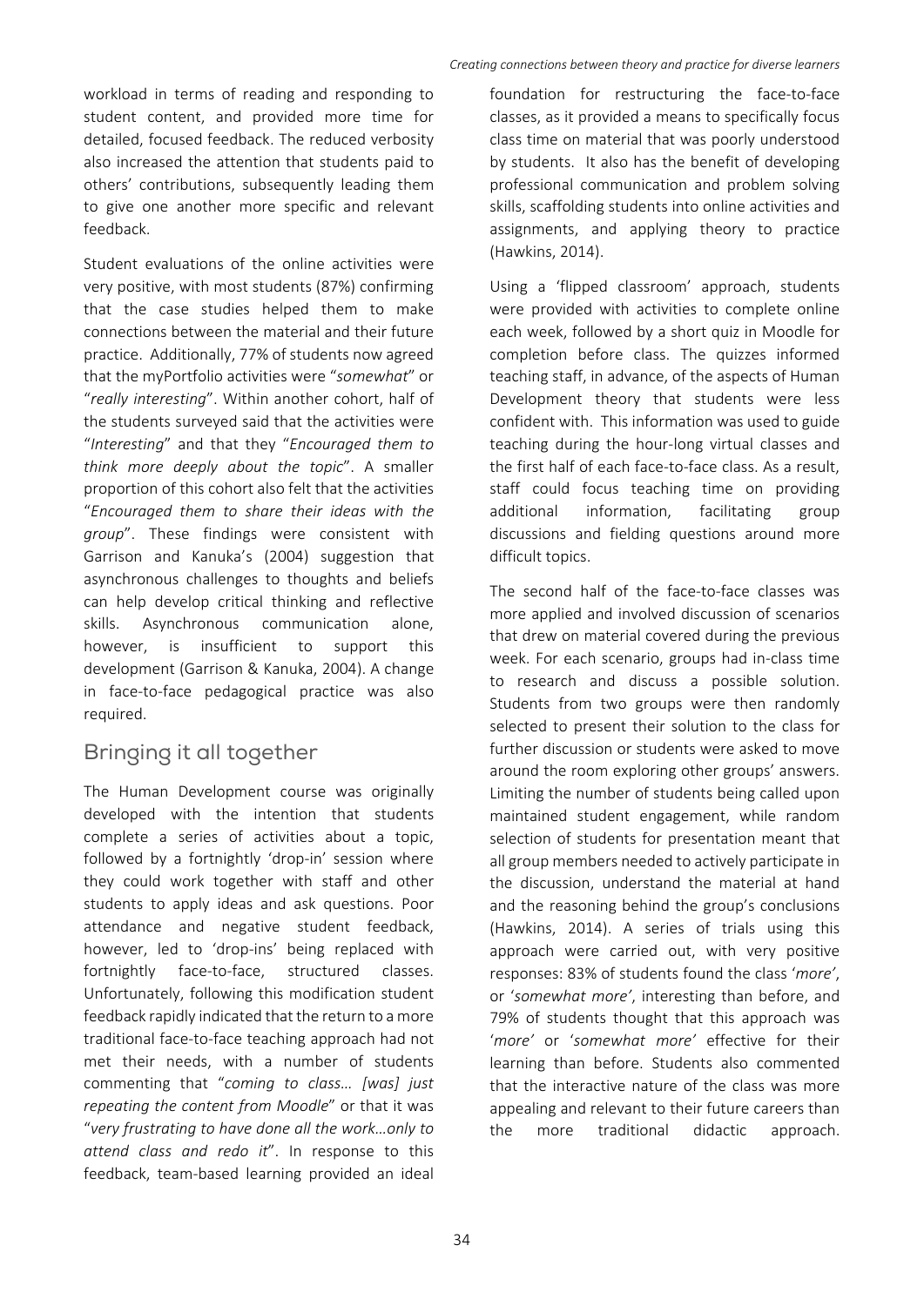workload in terms of reading and responding to student content, and provided more time for detailed, focused feedback. The reduced verbosity also increased the attention that students paid to others' contributions, subsequently leading them to give one another more specific and relevant feedback.

Student evaluations of the online activities were very positive, with most students (87%) confirming that the case studies helped them to make connections between the material and their future practice. Additionally, 77% of students now agreed that the myPortfolio activities were "*somewhat*" or "*really interesting*". Within another cohort, half of the students surveyed said that the activities were "*Interesting*" and that they "*Encouraged them to think more deeply about the topic*". A smaller proportion of this cohort also felt that the activities "*Encouraged them to share their ideas with the group*". These findings were consistent with Garrison and Kanuka's (2004) suggestion that asynchronous challenges to thoughts and beliefs can help develop critical thinking and reflective skills. Asynchronous communication alone, however, is insufficient to support this development (Garrison & Kanuka, 2004). A change in face-to-face pedagogical practice was also required.

## Bringing it all together

The Human Development course was originally developed with the intention that students complete a series of activities about a topic, followed by a fortnightly 'drop-in' session where they could work together with staff and other students to apply ideas and ask questions. Poor attendance and negative student feedback, however, led to 'drop-ins' being replaced with fortnightly face-to-face, structured classes. Unfortunately, following this modification student feedback rapidly indicated that the return to a more traditional face-to-face teaching approach had not met their needs, with a number of students commenting that "*coming to class… [was] just repeating the content from Moodle*" or that it was "*very frustrating to have done all the work…only to attend class and redo it*". In response to this feedback, team-based learning provided an ideal foundation for restructuring the face-to-face classes, as it provided a means to specifically focus class time on material that was poorly understood by students. It also has the benefit of developing professional communication and problem solving skills, scaffolding students into online activities and assignments, and applying theory to practice (Hawkins, 2014).

Using a 'flipped classroom' approach, students were provided with activities to complete online each week, followed by a short quiz in Moodle for completion before class. The quizzes informed teaching staff, in advance, of the aspects of Human Development theory that students were less confident with. This information was used to guide teaching during the hour-long virtual classes and the first half of each face-to-face class. As a result, staff could focus teaching time on providing additional information, facilitating group discussions and fielding questions around more difficult topics.

The second half of the face-to-face classes was more applied and involved discussion of scenarios that drew on material covered during the previous week. For each scenario, groups had in-class time to research and discuss a possible solution. Students from two groups were then randomly selected to present their solution to the class for further discussion or students were asked to move around the room exploring other groups' answers. Limiting the number of students being called upon maintained student engagement, while random selection of students for presentation meant that all group members needed to actively participate in the discussion, understand the material at hand and the reasoning behind the group's conclusions (Hawkins, 2014). A series of trials using this approach were carried out, with very positive responses: 83% of students found the class '*more'*, or '*somewhat more'*, interesting than before, and 79% of students thought that this approach was '*more'* or '*somewhat more'* effective for their learning than before. Students also commented that the interactive nature of the class was more appealing and relevant to their future careers than the more traditional didactic approach.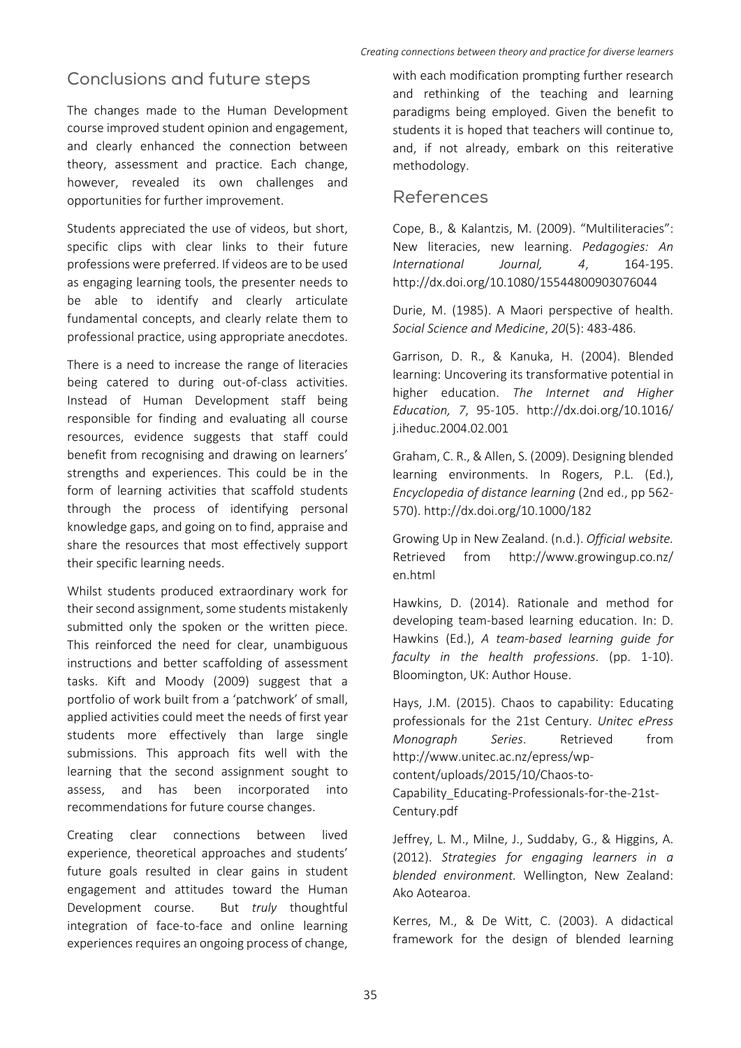## Conclusions and future steps

The changes made to the Human Development course improved student opinion and engagement, and clearly enhanced the connection between theory, assessment and practice. Each change, however, revealed its own challenges and opportunities for further improvement.

Students appreciated the use of videos, but short, specific clips with clear links to their future professions were preferred. If videos are to be used as engaging learning tools, the presenter needs to be able to identify and clearly articulate fundamental concepts, and clearly relate them to professional practice, using appropriate anecdotes.

There is a need to increase the range of literacies being catered to during out-of-class activities. Instead of Human Development staff being responsible for finding and evaluating all course resources, evidence suggests that staff could benefit from recognising and drawing on learners' strengths and experiences. This could be in the form of learning activities that scaffold students through the process of identifying personal knowledge gaps, and going on to find, appraise and share the resources that most effectively support their specific learning needs.

Whilst students produced extraordinary work for their second assignment, some students mistakenly submitted only the spoken or the written piece. This reinforced the need for clear, unambiguous instructions and better scaffolding of assessment tasks. Kift and Moody (2009) suggest that a portfolio of work built from a 'patchwork' of small, applied activities could meet the needs of first year students more effectively than large single submissions. This approach fits well with the learning that the second assignment sought to assess, and has been incorporated into recommendations for future course changes.

Creating clear connections between lived experience, theoretical approaches and students' future goals resulted in clear gains in student engagement and attitudes toward the Human Development course. But *truly* thoughtful integration of face-to-face and online learning experiences requires an ongoing process of change, with each modification prompting further research and rethinking of the teaching and learning paradigms being employed. Given the benefit to students it is hoped that teachers will continue to, and, if not already, embark on this reiterative methodology.

## References

Cope, B., & Kalantzis, M. (2009). "Multiliteracies": New literacies, new learning. *Pedagogies: An International Journal, 4*, 164-195. http://dx.doi.org/10.1080/15544800903076044

Durie, M. (1985). A Maori perspective of health. *Social Science and Medicine*, *20*(5): 483-486.

Garrison, D. R., & Kanuka, H. (2004). Blended learning: Uncovering its transformative potential in higher education. *The Internet and Higher Education, 7*, 95-105. http://dx.doi.org/10.1016/j.iheduc.2004.02.001

Graham, C. R., & Allen, S. (2009). Designing blended learning environments. In Rogers, P.L. (Ed.), *Encyclopedia of distance learning* (2nd ed., pp 562-570). http://dx.doi.org/10.1000/182

Growing Up in New Zealand. (n.d.). *Official website.* Retrieved from http://www.growingup.co.nz/en.html

Hawkins, D. (2014). Rationale and method for developing team-based learning education. In: D. Hawkins (Ed.), *A team-based learning guide for faculty in the health professions*. (pp. 1-10). Bloomington, UK: Author House.

Hays, J.M. (2015). Chaos to capability: Educating professionals for the 21st Century. *Unitec ePress Monograph Series*. Retrieved from http://www.unitec.ac.nz/epress/wp-content/uploads/2015/10/Chaos-to-Capability_Educating-Professionals-for-the-21st-Century.pdf

Jeffrey, L. M., Milne, J., Suddaby, G., & Higgins, A. (2012). *Strategies for engaging learners in a blended environment.* Wellington, New Zealand: Ako Aotearoa.

Kerres, M., & De Witt, C. (2003). A didactical framework for the design of blended learning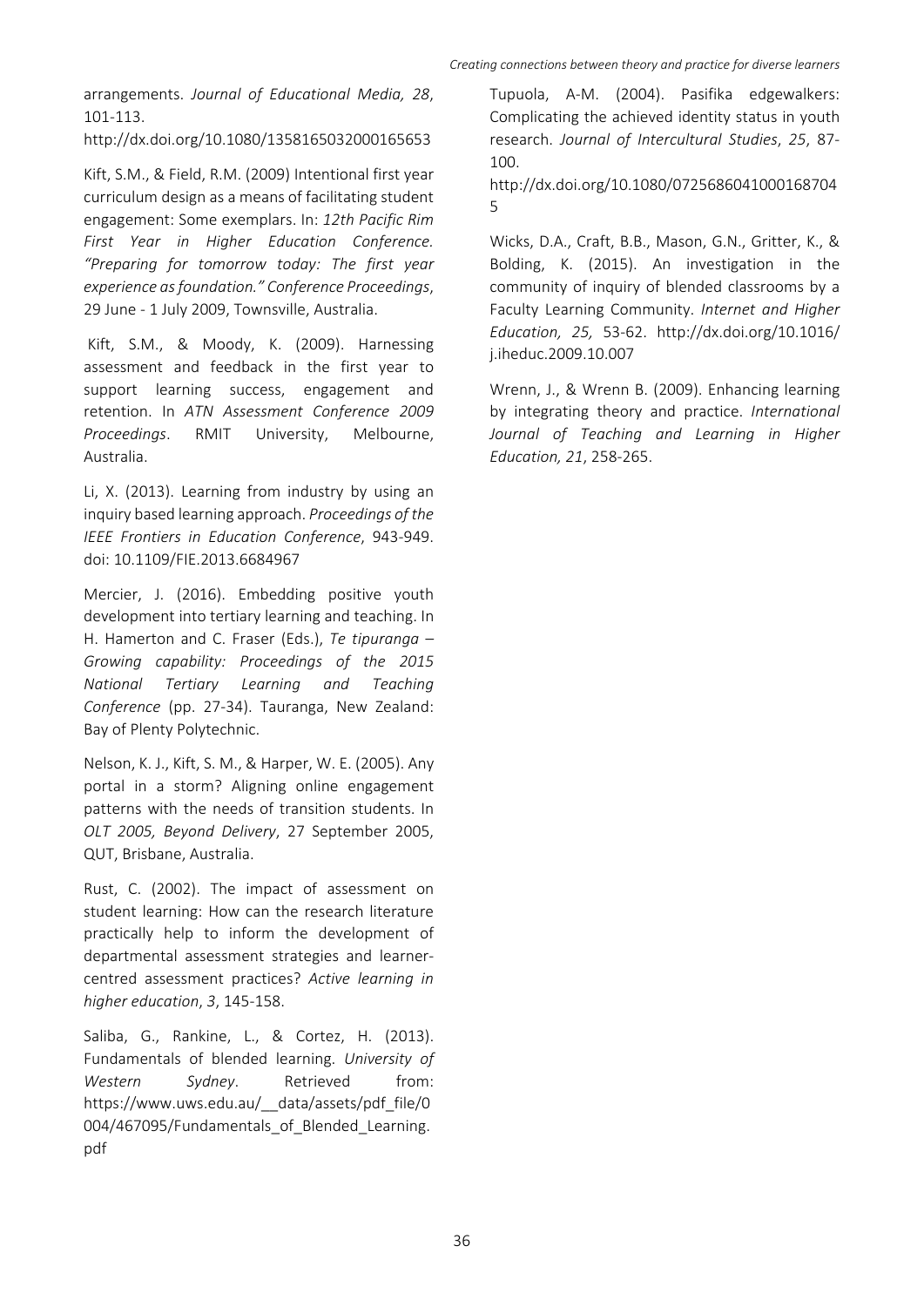arrangements. *Journal of Educational Media, 28*, 101-113. http://dx.doi.org/10.1080/1358165032000165653

Kift, S.M., & Field, R.M. (2009) Intentional first year curriculum design as a means of facilitating student engagement: Some exemplars. In: *12th Pacific Rim First Year in Higher Education Conference. "Preparing for tomorrow today: The first year experience as foundation." Conference Proceedings*, 29 June - 1 July 2009, Townsville, Australia.

Kift, S.M., & Moody, K. (2009). Harnessing assessment and feedback in the first year to support learning success, engagement and retention. In *ATN Assessment Conference 2009 Proceedings*. RMIT University, Melbourne, Australia.

Li, X. (2013). Learning from industry by using an inquiry based learning approach. *Proceedings of the IEEE Frontiers in Education Conference*, 943-949. doi: 10.1109/FIE.2013.6684967

Mercier, J. (2016). Embedding positive youth development into tertiary learning and teaching. In H. Hamerton and C. Fraser (Eds.), *Te tipuranga – Growing capability: Proceedings of the 2015 National Tertiary Learning and Teaching Conference* (pp. 27-34). Tauranga, New Zealand: Bay of Plenty Polytechnic.

Nelson, K. J., Kift, S. M., & Harper, W. E. (2005). Any portal in a storm? Aligning online engagement patterns with the needs of transition students. In *OLT 2005, Beyond Delivery*, 27 September 2005, QUT, Brisbane, Australia.

Rust, C. (2002). The impact of assessment on student learning: How can the research literature practically help to inform the development of departmental assessment strategies and learner-centred assessment practices? *Active learning in higher education*, *3*, 145-158.

Saliba, G., Rankine, L., & Cortez, H. (2013). Fundamentals of blended learning. *University of Western Sydney*. Retrieved from: https://www.uws.edu.au/__data/assets/pdf_file/0004/467095/Fundamentals_of_Blended_Learning.pdf

Tupuola, A-M. (2004). Pasifika edgewalkers: Complicating the achieved identity status in youth research. *Journal of Intercultural Studies*, *25*, 87-100. http://dx.doi.org/10.1080/07256860410001687045

Wicks, D.A., Craft, B.B., Mason, G.N., Gritter, K., & Bolding, K. (2015). An investigation in the community of inquiry of blended classrooms by a Faculty Learning Community. *Internet and Higher Education, 25,* 53-62. http://dx.doi.org/10.1016/j.iheduc.2009.10.007

Wrenn, J., & Wrenn B. (2009). Enhancing learning by integrating theory and practice. *International Journal of Teaching and Learning in Higher Education, 21*, 258-265.